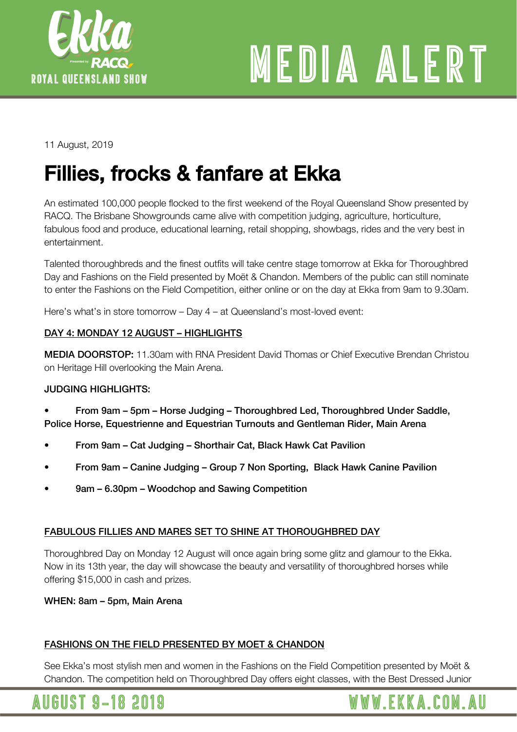# MEDIA ALERT

11 August, 2019

# Fillies, frocks & fanfare at Ekka

An estimated 100,000 people flocked to the first weekend of the Royal Queensland Show presented by RACQ. The Brisbane Showgrounds came alive with competition judging, agriculture, horticulture, fabulous food and produce, educational learning, retail shopping, showbags, rides and the very best in entertainment.

Talented thoroughbreds and the finest outfits will take centre stage tomorrow at Ekka for Thoroughbred Day and Fashions on the Field presented by Moët & Chandon. Members of the public can still nominate to enter the Fashions on the Field Competition, either online or on the day at Ekka from 9am to 9.30am.

Here's what's in store tomorrow – Day 4 – at Queensland's most-loved event:

## DAY 4: MONDAY 12 AUGUST – HIGHLIGHTS

**MEDIA DOORSTOP:** 11.30am with RNA President David Thomas or Chief Executive Brendan Christou on Heritage Hill overlooking the Main Arena.

**JUDGING HIGHLIGHTS:**

- **From 9am – 5pm – Horse Judging – Thoroughbred Led, Thoroughbred Under Saddle, Police Horse, Equestrienne and Equestrian Turnouts and Gentleman Rider, Main Arena**
- **From 9am – Cat Judging – Shorthair Cat, Black Hawk Cat Pavilion**
- **From 9am – Canine Judging – Group 7 Non Sporting, Black Hawk Canine Pavilion**
- **9am – 6.30pm – Woodchop and Sawing Competition**

## FABULOUS FILLIES AND MARES SET TO SHINE AT THOROUGHBRED DAY

Thoroughbred Day on Monday 12 August will once again bring some glitz and glamour to the Ekka. Now in its 13th year, the day will showcase the beauty and versatility of thoroughbred horses while offering $15,000 in cash and prizes.

**WHEN: 8am – 5pm, Main Arena**

## FASHIONS ON THE FIELD PRESENTED BY MOET & CHANDON

See Ekka's most stylish men and women in the Fashions on the Field Competition presented by Moët & Chandon. The competition held on Thoroughbred Day offers eight classes, with the Best Dressed Junior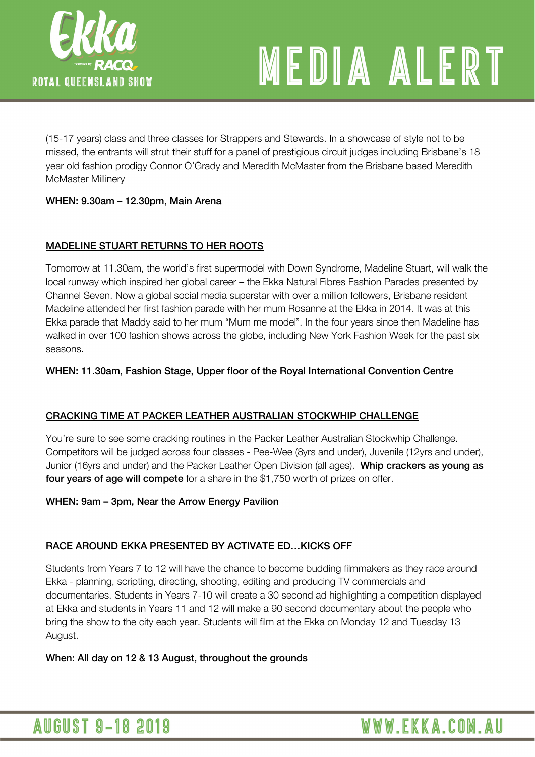(15-17 years) class and three classes for Strappers and Stewards. In a showcase of style not to be missed, the entrants will strut their stuff for a panel of prestigious circuit judges including Brisbane's 18 year old fashion prodigy Connor O'Grady and Meredith McMaster from the Brisbane based Meredith McMaster Millinery

**WHEN: 9.30am – 12.30pm, Main Arena**

## MADELINE STUART RETURNS TO HER ROOTS

Tomorrow at 11.30am, the world's first supermodel with Down Syndrome, Madeline Stuart, will walk the local runway which inspired her global career – the Ekka Natural Fibres Fashion Parades presented by Channel Seven. Now a global social media superstar with over a million followers, Brisbane resident Madeline attended her first fashion parade with her mum Rosanne at the Ekka in 2014. It was at this Ekka parade that Maddy said to her mum "Mum me model". In the four years since then Madeline has walked in over 100 fashion shows across the globe, including New York Fashion Week for the past six seasons.

**WHEN: 11.30am, Fashion Stage, Upper floor of the Royal International Convention Centre**

## CRACKING TIME AT PACKER LEATHER AUSTRALIAN STOCKWHIP CHALLENGE

You're sure to see some cracking routines in the Packer Leather Australian Stockwhip Challenge. Competitors will be judged across four classes - Pee-Wee (8yrs and under), Juvenile (12yrs and under), Junior (16yrs and under) and the Packer Leather Open Division (all ages). **Whip crackers as young as four years of age will compete** for a share in the $1,750 worth of prizes on offer.

**WHEN: 9am – 3pm, Near the Arrow Energy Pavilion**

## RACE AROUND EKKA PRESENTED BY ACTIVATE ED…KICKS OFF

Students from Years 7 to 12 will have the chance to become budding filmmakers as they race around Ekka - planning, scripting, directing, shooting, editing and producing TV commercials and documentaries. Students in Years 7-10 will create a 30 second ad highlighting a competition displayed at Ekka and students in Years 11 and 12 will make a 90 second documentary about the people who bring the show to the city each year. Students will film at the Ekka on Monday 12 and Tuesday 13 August.

**When: All day on 12 & 13 August, throughout the grounds**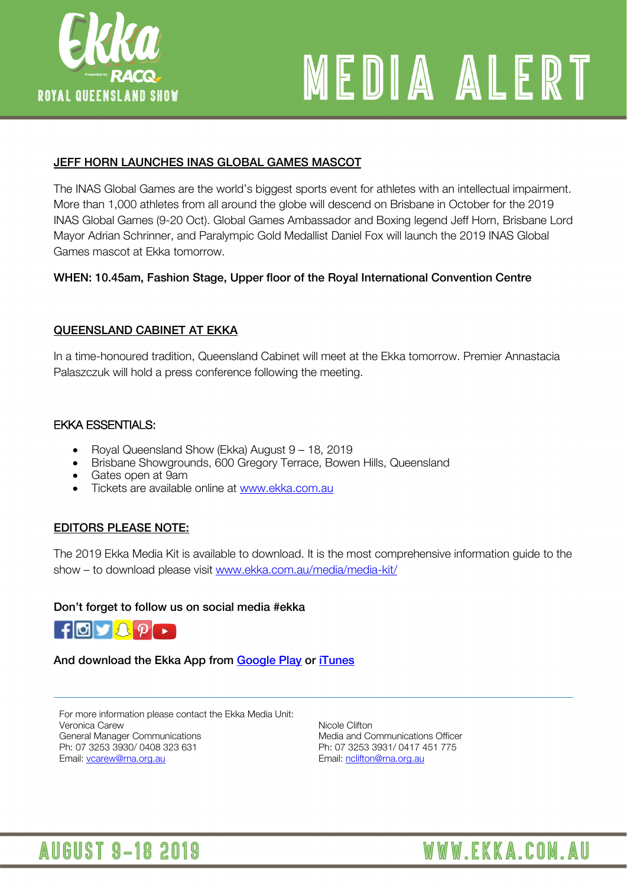# MEDIA ALERT

## JEFF HORN LAUNCHES INAS GLOBAL GAMES MASCOT

The INAS Global Games are the world's biggest sports event for athletes with an intellectual impairment. More than 1,000 athletes from all around the globe will descend on Brisbane in October for the 2019 INAS Global Games (9-20 Oct). Global Games Ambassador and Boxing legend Jeff Horn, Brisbane Lord Mayor Adrian Schrinner, and Paralympic Gold Medallist Daniel Fox will launch the 2019 INAS Global Games mascot at Ekka tomorrow.

**WHEN: 10.45am, Fashion Stage, Upper floor of the Royal International Convention Centre**

## QUEENSLAND CABINET AT EKKA

In a time-honoured tradition, Queensland Cabinet will meet at the Ekka tomorrow. Premier Annastacia Palaszczuk will hold a press conference following the meeting.

## EKKA ESSENTIALS:

- Royal Queensland Show (Ekka) August 9 – 18, 2019
- Brisbane Showgrounds, 600 Gregory Terrace, Bowen Hills, Queensland
- Gates open at 9am
- Tickets are available online at www.ekka.com.au

## EDITORS PLEASE NOTE:

The 2019 Ekka Media Kit is available to download. It is the most comprehensive information guide to the show – to download please visit www.ekka.com.au/media/media-kit/

**Don't forget to follow us on social media #ekka**

**And download the Ekka App from Google Play or iTunes**

---

For more information please contact the Ekka Media Unit:
Veronica Carew
General Manager Communications
Ph: 07 3253 3930/ 0408 323 631
Email: vcarew@rna.org.au

Nicole Clifton
Media and Communications Officer
Ph: 07 3253 3931/ 0417 451 775
Email: nclifton@rna.org.au